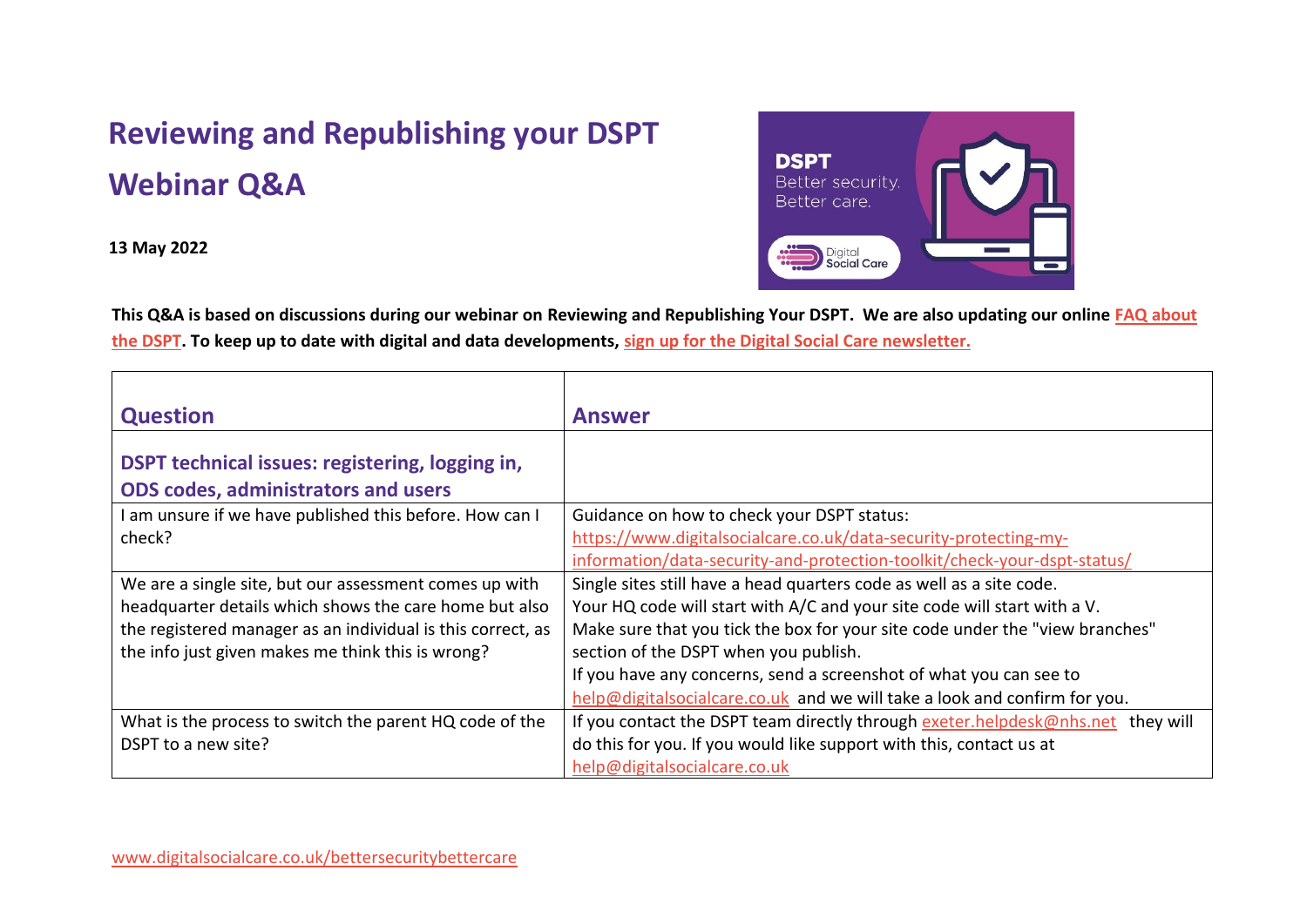# Reviewing and Republishing your DSPT Webinar Q&A

**13 May 2022**

**This Q&A is based on discussions during our webinar on Reviewing and Republishing Your DSPT. We are also updating our online FAQ about the DSPT. To keep up to date with digital and data developments, sign up for the Digital Social Care newsletter.**

| Question | Answer |
|---|---|
| **DSPT technical issues: registering, logging in, ODS codes, administrators and users** | |
| I am unsure if we have published this before. How can I check? | Guidance on how to check your DSPT status: https://www.digitalsocialcare.co.uk/data-security-protecting-my-information/data-security-and-protection-toolkit/check-your-dspt-status/ |
| We are a single site, but our assessment comes up with headquarter details which shows the care home but also the registered manager as an individual is this correct, as the info just given makes me think this is wrong? | Single sites still have a head quarters code as well as a site code.<br>Your HQ code will start with A/C and your site code will start with a V.<br>Make sure that you tick the box for your site code under the "view branches" section of the DSPT when you publish.<br>If you have any concerns, send a screenshot of what you can see to help@digitalsocialcare.co.uk and we will take a look and confirm for you. |
| What is the process to switch the parent HQ code of the DSPT to a new site? | If you contact the DSPT team directly through exeter.helpdesk@nhs.net they will do this for you. If you would like support with this, contact us at help@digitalsocialcare.co.uk |

www.digitalsocialcare.co.uk/bettersecuritybettercare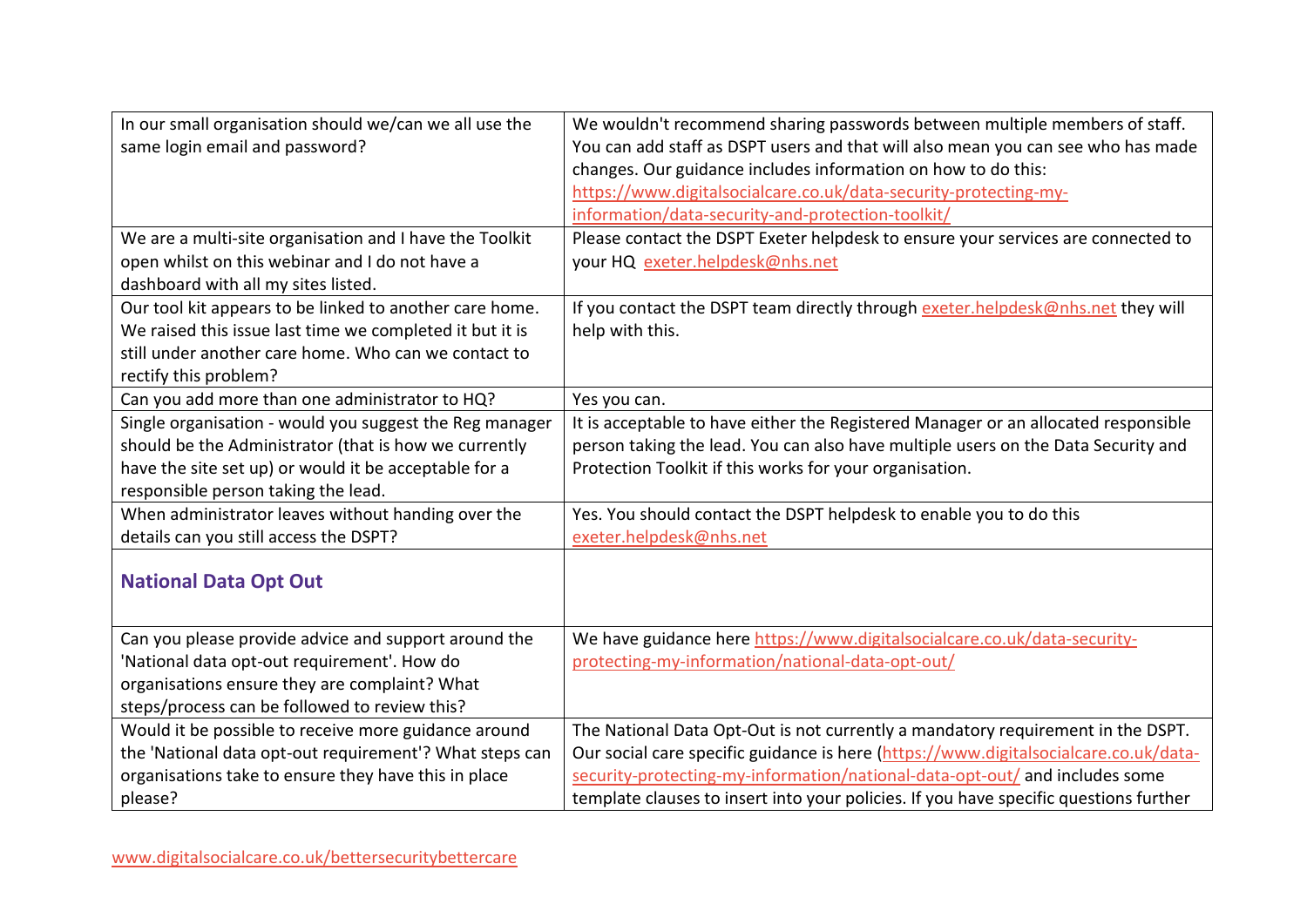| | |
|---|---|
| In our small organisation should we/can we all use the same login email and password? | We wouldn't recommend sharing passwords between multiple members of staff. You can add staff as DSPT users and that will also mean you can see who has made changes. Our guidance includes information on how to do this: https://www.digitalsocialcare.co.uk/data-security-protecting-my-information/data-security-and-protection-toolkit/ |
| We are a multi-site organisation and I have the Toolkit open whilst on this webinar and I do not have a dashboard with all my sites listed. | Please contact the DSPT Exeter helpdesk to ensure your services are connected to your HQ exeter.helpdesk@nhs.net |
| Our tool kit appears to be linked to another care home. We raised this issue last time we completed it but it is still under another care home. Who can we contact to rectify this problem? | If you contact the DSPT team directly through exeter.helpdesk@nhs.net they will help with this. |
| Can you add more than one administrator to HQ? | Yes you can. |
| Single organisation - would you suggest the Reg manager should be the Administrator (that is how we currently have the site set up) or would it be acceptable for a responsible person taking the lead. | It is acceptable to have either the Registered Manager or an allocated responsible person taking the lead. You can also have multiple users on the Data Security and Protection Toolkit if this works for your organisation. |
| When administrator leaves without handing over the details can you still access the DSPT? | Yes. You should contact the DSPT helpdesk to enable you to do this exeter.helpdesk@nhs.net |
| **National Data Opt Out** | |
| Can you please provide advice and support around the 'National data opt-out requirement'. How do organisations ensure they are complaint? What steps/process can be followed to review this? | We have guidance here https://www.digitalsocialcare.co.uk/data-security-protecting-my-information/national-data-opt-out/ |
| Would it be possible to receive more guidance around the 'National data opt-out requirement'? What steps can organisations take to ensure they have this in place please? | The National Data Opt-Out is not currently a mandatory requirement in the DSPT. Our social care specific guidance is here (https://www.digitalsocialcare.co.uk/data-security-protecting-my-information/national-data-opt-out/ and includes some template clauses to insert into your policies. If you have specific questions further |

www.digitalsocialcare.co.uk/bettersecuritybettercare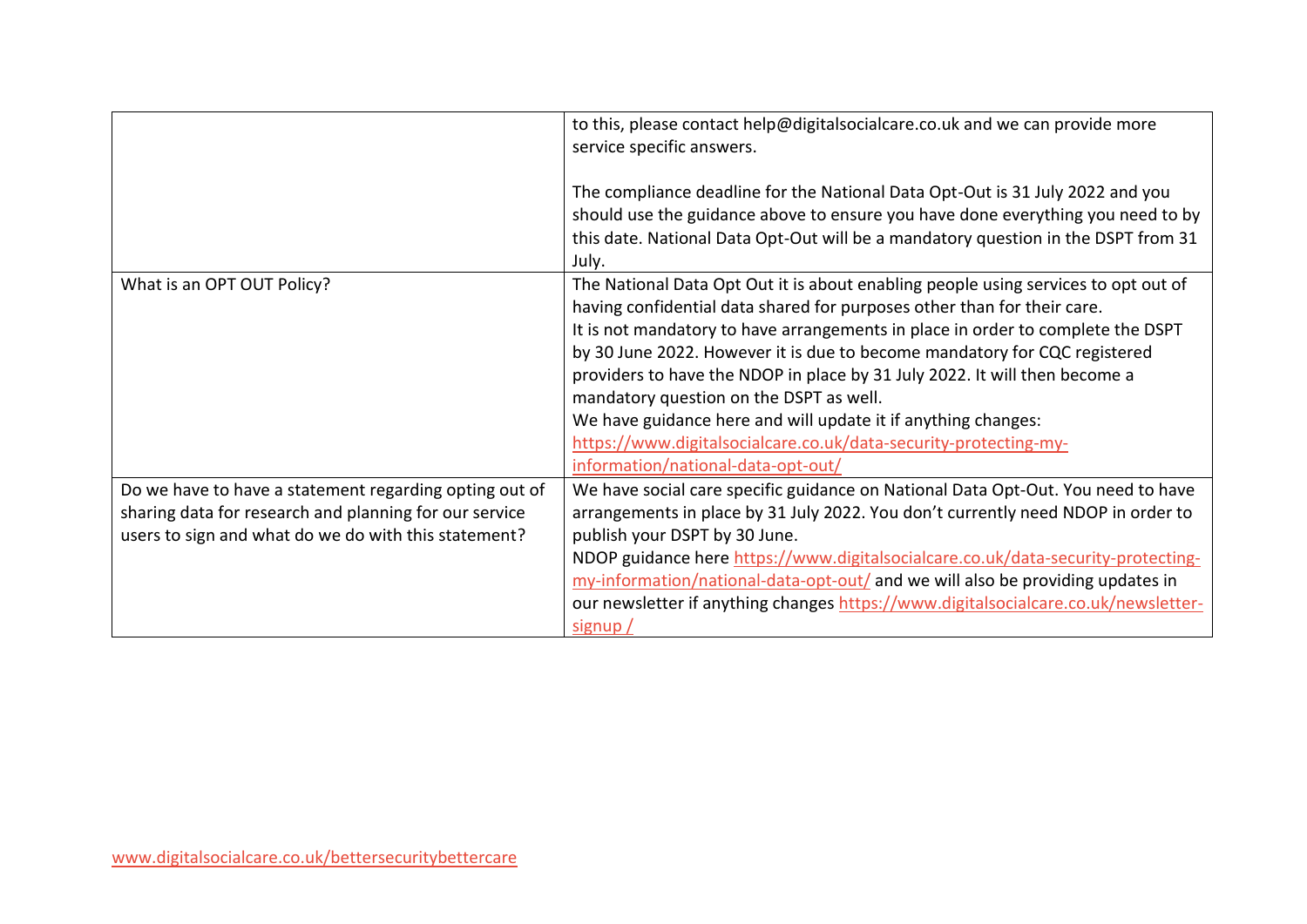| | |
|---|---|
| | to this, please contact help@digitalsocialcare.co.uk and we can provide more service specific answers.<br><br>The compliance deadline for the National Data Opt-Out is 31 July 2022 and you should use the guidance above to ensure you have done everything you need to by this date. National Data Opt-Out will be a mandatory question in the DSPT from 31 July. |
| What is an OPT OUT Policy? | The National Data Opt Out it is about enabling people using services to opt out of having confidential data shared for purposes other than for their care.<br>It is not mandatory to have arrangements in place in order to complete the DSPT by 30 June 2022. However it is due to become mandatory for CQC registered providers to have the NDOP in place by 31 July 2022. It will then become a mandatory question on the DSPT as well.<br>We have guidance here and will update it if anything changes:<br>https://www.digitalsocialcare.co.uk/data-security-protecting-my-information/national-data-opt-out/ |
| Do we have to have a statement regarding opting out of sharing data for research and planning for our service users to sign and what do we do with this statement? | We have social care specific guidance on National Data Opt-Out. You need to have arrangements in place by 31 July 2022. You don't currently need NDOP in order to publish your DSPT by 30 June.<br>NDOP guidance here https://www.digitalsocialcare.co.uk/data-security-protecting-my-information/national-data-opt-out/ and we will also be providing updates in our newsletter if anything changes https://www.digitalsocialcare.co.uk/newsletter-signup / |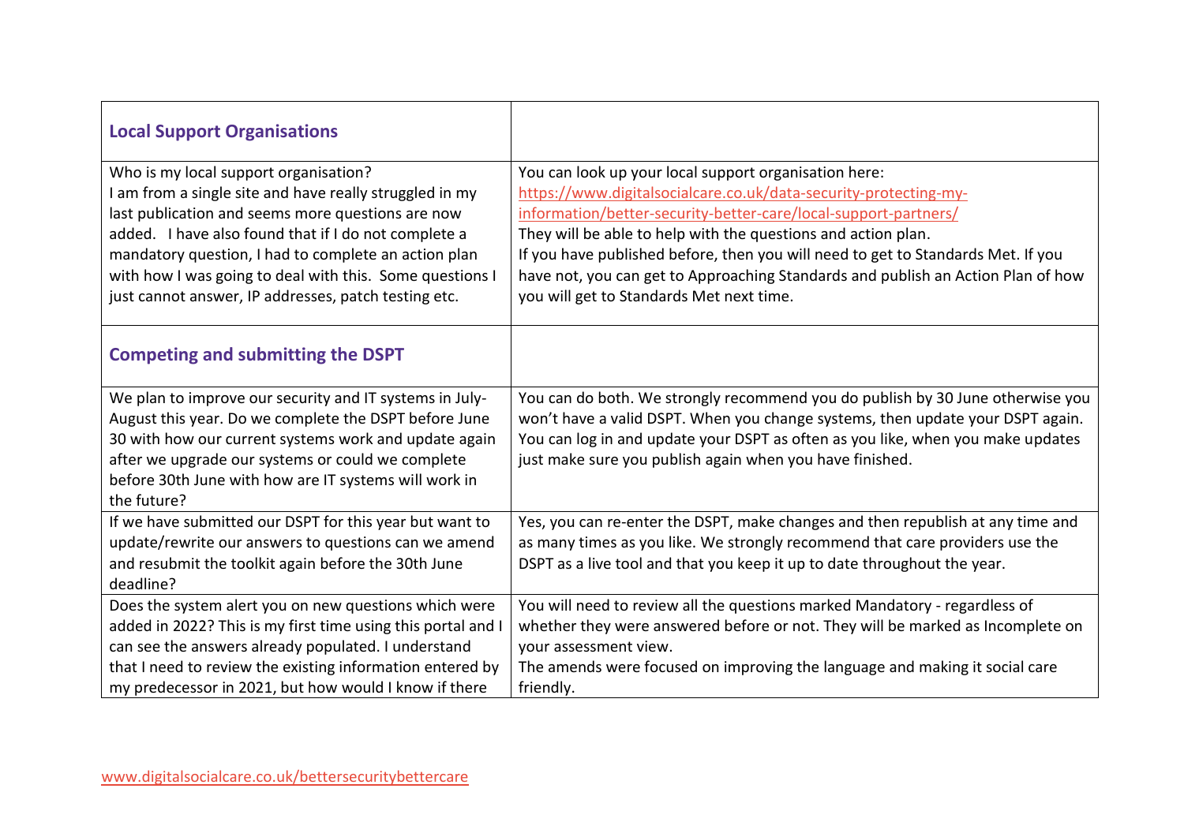| **Local Support Organisations** | |
|---|---|
| Who is my local support organisation?<br>I am from a single site and have really struggled in my last publication and seems more questions are now added. I have also found that if I do not complete a mandatory question, I had to complete an action plan with how I was going to deal with this. Some questions I just cannot answer, IP addresses, patch testing etc. | You can look up your local support organisation here: https://www.digitalsocialcare.co.uk/data-security-protecting-my-information/better-security-better-care/local-support-partners/<br>They will be able to help with the questions and action plan.<br>If you have published before, then you will need to get to Standards Met. If you have not, you can get to Approaching Standards and publish an Action Plan of how you will get to Standards Met next time. |
| **Competing and submitting the DSPT** | |
| We plan to improve our security and IT systems in July-August this year. Do we complete the DSPT before June 30 with how our current systems work and update again after we upgrade our systems or could we complete before 30th June with how are IT systems will work in the future? | You can do both. We strongly recommend you do publish by 30 June otherwise you won't have a valid DSPT. When you change systems, then update your DSPT again. You can log in and update your DSPT as often as you like, when you make updates just make sure you publish again when you have finished. |
| If we have submitted our DSPT for this year but want to update/rewrite our answers to questions can we amend and resubmit the toolkit again before the 30th June deadline? | Yes, you can re-enter the DSPT, make changes and then republish at any time and as many times as you like. We strongly recommend that care providers use the DSPT as a live tool and that you keep it up to date throughout the year. |
| Does the system alert you on new questions which were added in 2022? This is my first time using this portal and I can see the answers already populated. I understand that I need to review the existing information entered by my predecessor in 2021, but how would I know if there | You will need to review all the questions marked Mandatory - regardless of whether they were answered before or not. They will be marked as Incomplete on your assessment view.<br>The amends were focused on improving the language and making it social care friendly. |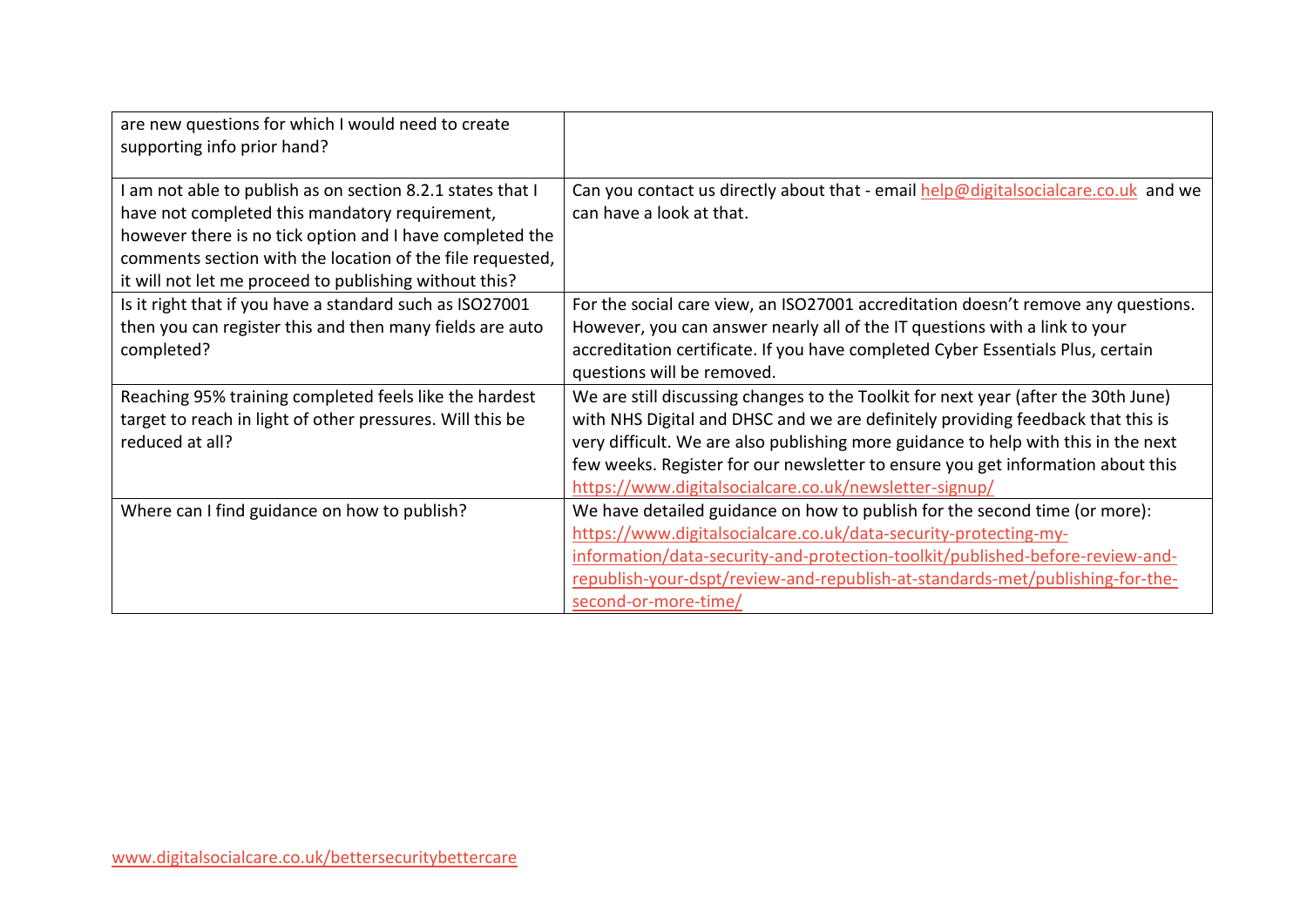| | |
|---|---|
| are new questions for which I would need to create supporting info prior hand? | |
| I am not able to publish as on section 8.2.1 states that I have not completed this mandatory requirement, however there is no tick option and I have completed the comments section with the location of the file requested, it will not let me proceed to publishing without this? | Can you contact us directly about that - email help@digitalsocialcare.co.uk and we can have a look at that. |
| Is it right that if you have a standard such as ISO27001 then you can register this and then many fields are auto completed? | For the social care view, an ISO27001 accreditation doesn't remove any questions. However, you can answer nearly all of the IT questions with a link to your accreditation certificate. If you have completed Cyber Essentials Plus, certain questions will be removed. |
| Reaching 95% training completed feels like the hardest target to reach in light of other pressures. Will this be reduced at all? | We are still discussing changes to the Toolkit for next year (after the 30th June) with NHS Digital and DHSC and we are definitely providing feedback that this is very difficult. We are also publishing more guidance to help with this in the next few weeks. Register for our newsletter to ensure you get information about this https://www.digitalsocialcare.co.uk/newsletter-signup/ |
| Where can I find guidance on how to publish? | We have detailed guidance on how to publish for the second time (or more): https://www.digitalsocialcare.co.uk/data-security-protecting-my-information/data-security-and-protection-toolkit/published-before-review-and-republish-your-dspt/review-and-republish-at-standards-met/publishing-for-the-second-or-more-time/ |

www.digitalsocialcare.co.uk/bettersecuritybettercare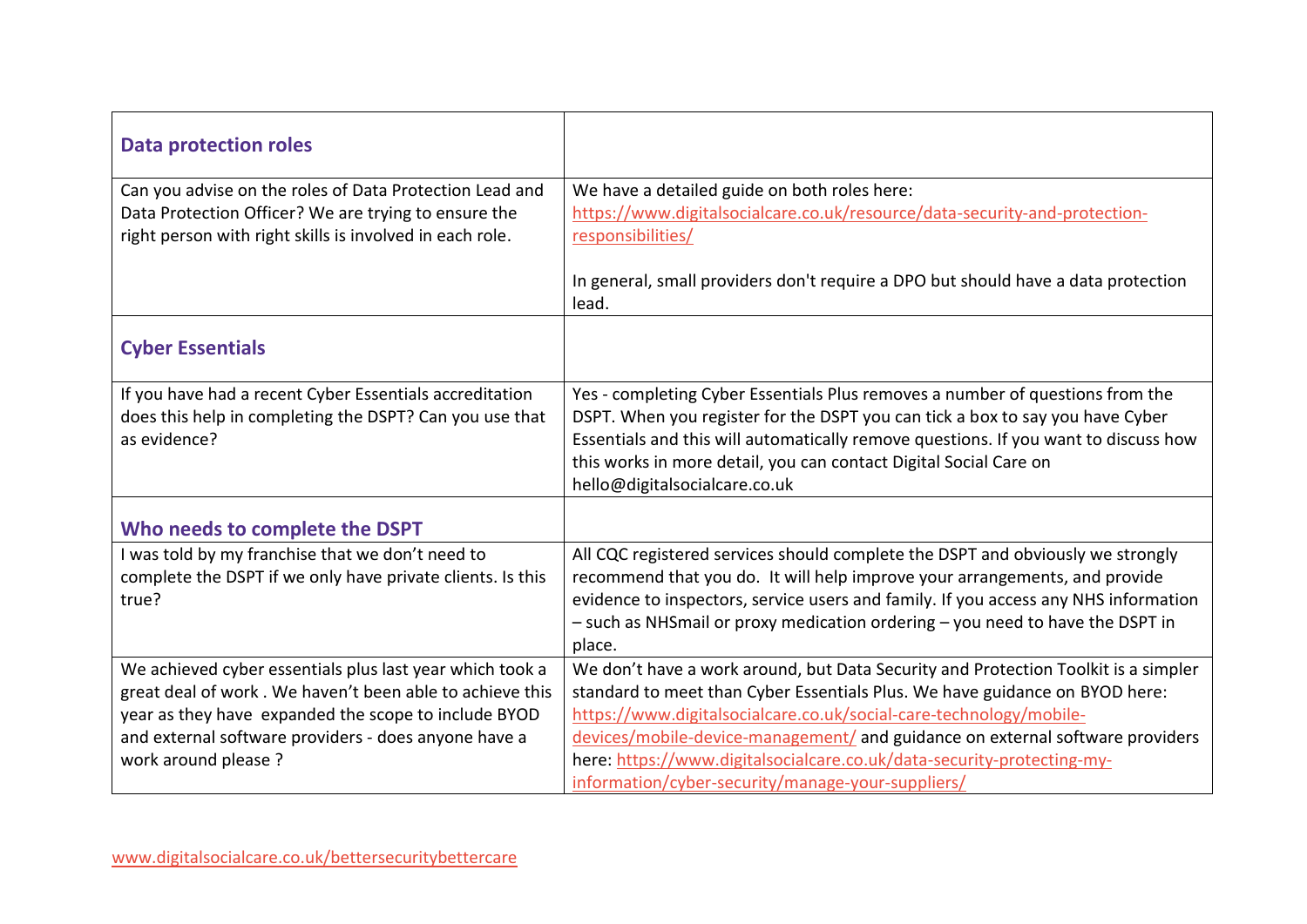| **Data protection roles** | |
|---|---|
| Can you advise on the roles of Data Protection Lead and Data Protection Officer? We are trying to ensure the right person with right skills is involved in each role. | We have a detailed guide on both roles here: https://www.digitalsocialcare.co.uk/resource/data-security-and-protection-responsibilities/<br><br>In general, small providers don't require a DPO but should have a data protection lead. |
| **Cyber Essentials** | |
| If you have had a recent Cyber Essentials accreditation does this help in completing the DSPT? Can you use that as evidence? | Yes - completing Cyber Essentials Plus removes a number of questions from the DSPT. When you register for the DSPT you can tick a box to say you have Cyber Essentials and this will automatically remove questions. If you want to discuss how this works in more detail, you can contact Digital Social Care on hello@digitalsocialcare.co.uk |
| **Who needs to complete the DSPT** | |
| I was told by my franchise that we don't need to complete the DSPT if we only have private clients. Is this true? | All CQC registered services should complete the DSPT and obviously we strongly recommend that you do. It will help improve your arrangements, and provide evidence to inspectors, service users and family. If you access any NHS information – such as NHSmail or proxy medication ordering – you need to have the DSPT in place. |
| We achieved cyber essentials plus last year which took a great deal of work . We haven't been able to achieve this year as they have expanded the scope to include BYOD and external software providers - does anyone have a work around please ? | We don't have a work around, but Data Security and Protection Toolkit is a simpler standard to meet than Cyber Essentials Plus. We have guidance on BYOD here: https://www.digitalsocialcare.co.uk/social-care-technology/mobile-devices/mobile-device-management/ and guidance on external software providers here: https://www.digitalsocialcare.co.uk/data-security-protecting-my-information/cyber-security/manage-your-suppliers/ |

www.digitalsocialcare.co.uk/bettersecuritybettercare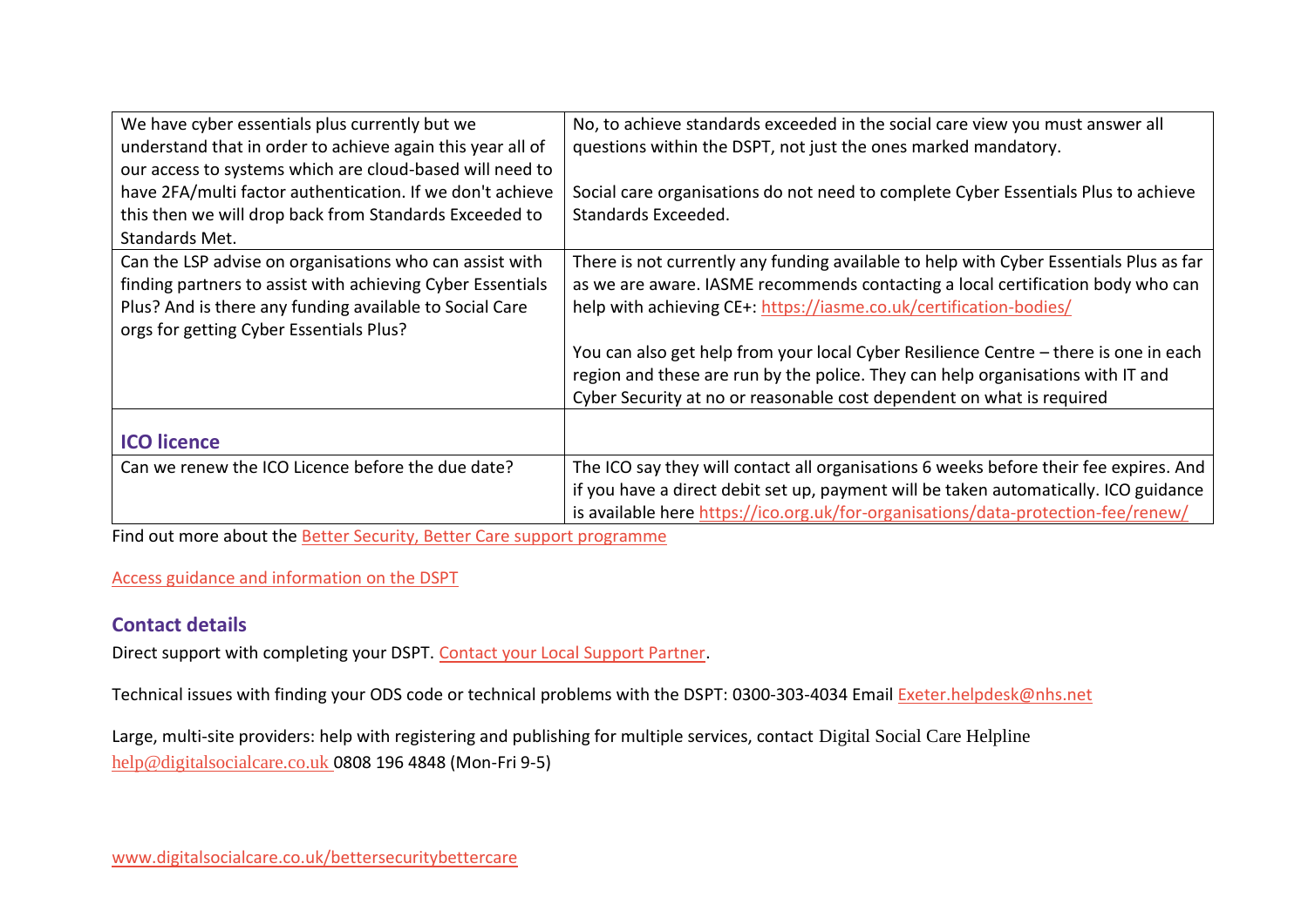| | |
|---|---|
| We have cyber essentials plus currently but we understand that in order to achieve again this year all of our access to systems which are cloud-based will need to have 2FA/multi factor authentication. If we don't achieve this then we will drop back from Standards Exceeded to Standards Met. | No, to achieve standards exceeded in the social care view you must answer all questions within the DSPT, not just the ones marked mandatory.<br><br>Social care organisations do not need to complete Cyber Essentials Plus to achieve Standards Exceeded. |
| Can the LSP advise on organisations who can assist with finding partners to assist with achieving Cyber Essentials Plus? And is there any funding available to Social Care orgs for getting Cyber Essentials Plus? | There is not currently any funding available to help with Cyber Essentials Plus as far as we are aware. IASME recommends contacting a local certification body who can help with achieving CE+: https://iasme.co.uk/certification-bodies/<br><br>You can also get help from your local Cyber Resilience Centre – there is one in each region and these are run by the police. They can help organisations with IT and Cyber Security at no or reasonable cost dependent on what is required |
| **ICO licence** | |
| Can we renew the ICO Licence before the due date? | The ICO say they will contact all organisations 6 weeks before their fee expires. And if you have a direct debit set up, payment will be taken automatically. ICO guidance is available here https://ico.org.uk/for-organisations/data-protection-fee/renew/ |

Find out more about the Better Security, Better Care support programme

Access guidance and information on the DSPT

## Contact details

Direct support with completing your DSPT. Contact your Local Support Partner.

Technical issues with finding your ODS code or technical problems with the DSPT: 0300-303-4034 Email Exeter.helpdesk@nhs.net

Large, multi-site providers: help with registering and publishing for multiple services, contact Digital Social Care Helpline help@digitalsocialcare.co.uk 0808 196 4848 (Mon-Fri 9-5)

www.digitalsocialcare.co.uk/bettersecuritybettercare